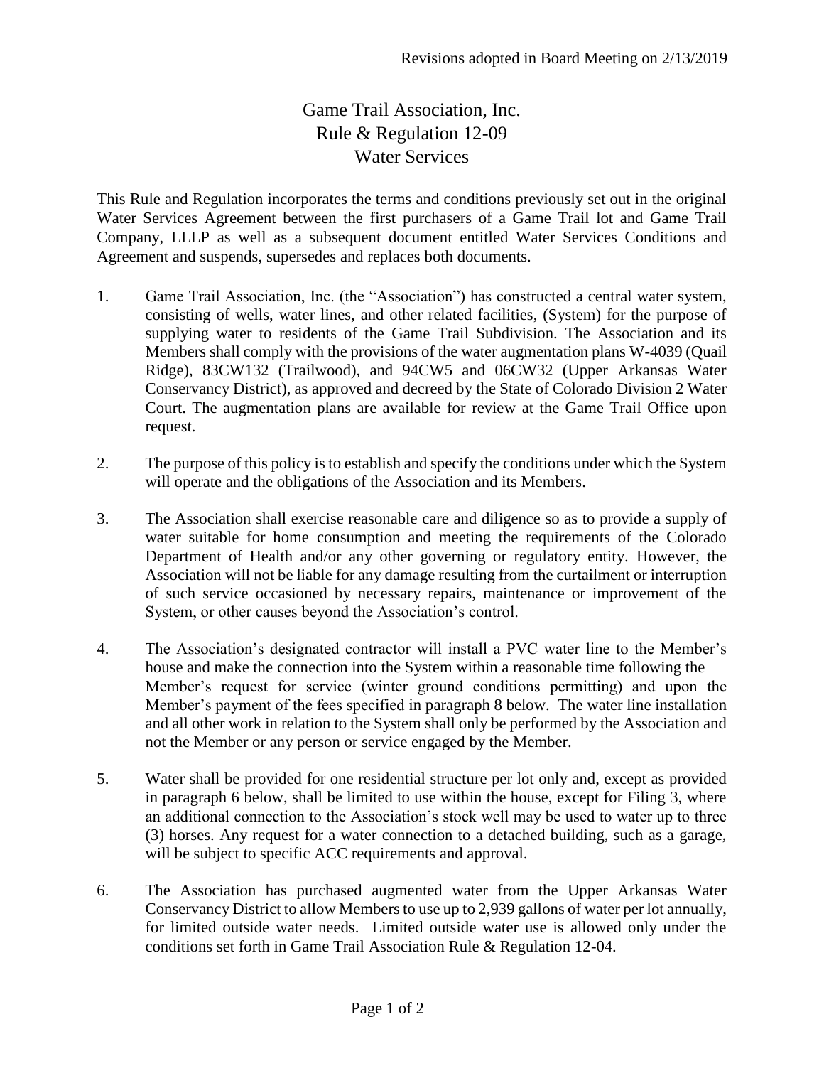Revisions adopted in Board Meeting on 2/13/2019

# Game Trail Association, Inc.
## Rule & Regulation 12-09
## Water Services

This Rule and Regulation incorporates the terms and conditions previously set out in the original Water Services Agreement between the first purchasers of a Game Trail lot and Game Trail Company, LLLP as well as a subsequent document entitled Water Services Conditions and Agreement and suspends, supersedes and replaces both documents.

1. Game Trail Association, Inc. (the "Association") has constructed a central water system, consisting of wells, water lines, and other related facilities, (System) for the purpose of supplying water to residents of the Game Trail Subdivision. The Association and its Members shall comply with the provisions of the water augmentation plans W-4039 (Quail Ridge), 83CW132 (Trailwood), and 94CW5 and 06CW32 (Upper Arkansas Water Conservancy District), as approved and decreed by the State of Colorado Division 2 Water Court. The augmentation plans are available for review at the Game Trail Office upon request.

2. The purpose of this policy is to establish and specify the conditions under which the System will operate and the obligations of the Association and its Members.

3. The Association shall exercise reasonable care and diligence so as to provide a supply of water suitable for home consumption and meeting the requirements of the Colorado Department of Health and/or any other governing or regulatory entity. However, the Association will not be liable for any damage resulting from the curtailment or interruption of such service occasioned by necessary repairs, maintenance or improvement of the System, or other causes beyond the Association's control.

4. The Association's designated contractor will install a PVC water line to the Member's house and make the connection into the System within a reasonable time following the Member's request for service (winter ground conditions permitting) and upon the Member's payment of the fees specified in paragraph 8 below. The water line installation and all other work in relation to the System shall only be performed by the Association and not the Member or any person or service engaged by the Member.

5. Water shall be provided for one residential structure per lot only and, except as provided in paragraph 6 below, shall be limited to use within the house, except for Filing 3, where an additional connection to the Association's stock well may be used to water up to three (3) horses. Any request for a water connection to a detached building, such as a garage, will be subject to specific ACC requirements and approval.

6. The Association has purchased augmented water from the Upper Arkansas Water Conservancy District to allow Members to use up to 2,939 gallons of water per lot annually, for limited outside water needs. Limited outside water use is allowed only under the conditions set forth in Game Trail Association Rule & Regulation 12-04.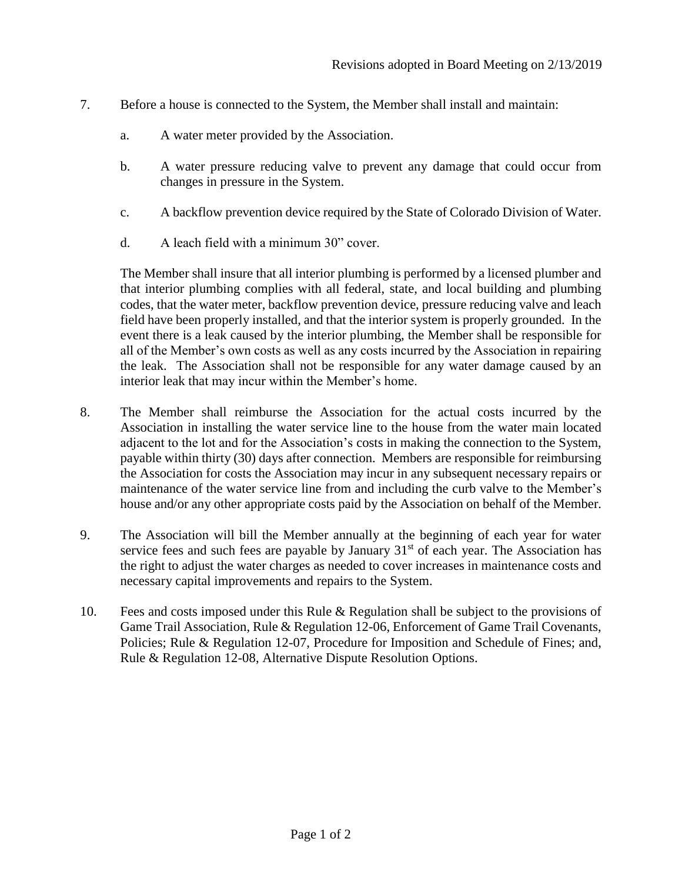7. Before a house is connected to the System, the Member shall install and maintain:

   a. A water meter provided by the Association.

   b. A water pressure reducing valve to prevent any damage that could occur from changes in pressure in the System.

   c. A backflow prevention device required by the State of Colorado Division of Water.

   d. A leach field with a minimum 30" cover.

   The Member shall insure that all interior plumbing is performed by a licensed plumber and that interior plumbing complies with all federal, state, and local building and plumbing codes, that the water meter, backflow prevention device, pressure reducing valve and leach field have been properly installed, and that the interior system is properly grounded. In the event there is a leak caused by the interior plumbing, the Member shall be responsible for all of the Member's own costs as well as any costs incurred by the Association in repairing the leak. The Association shall not be responsible for any water damage caused by an interior leak that may incur within the Member's home.

8. The Member shall reimburse the Association for the actual costs incurred by the Association in installing the water service line to the house from the water main located adjacent to the lot and for the Association's costs in making the connection to the System, payable within thirty (30) days after connection. Members are responsible for reimbursing the Association for costs the Association may incur in any subsequent necessary repairs or maintenance of the water service line from and including the curb valve to the Member's house and/or any other appropriate costs paid by the Association on behalf of the Member.

9. The Association will bill the Member annually at the beginning of each year for water service fees and such fees are payable by January 31st of each year. The Association has the right to adjust the water charges as needed to cover increases in maintenance costs and necessary capital improvements and repairs to the System.

10. Fees and costs imposed under this Rule & Regulation shall be subject to the provisions of Game Trail Association, Rule & Regulation 12-06, Enforcement of Game Trail Covenants, Policies; Rule & Regulation 12-07, Procedure for Imposition and Schedule of Fines; and, Rule & Regulation 12-08, Alternative Dispute Resolution Options.